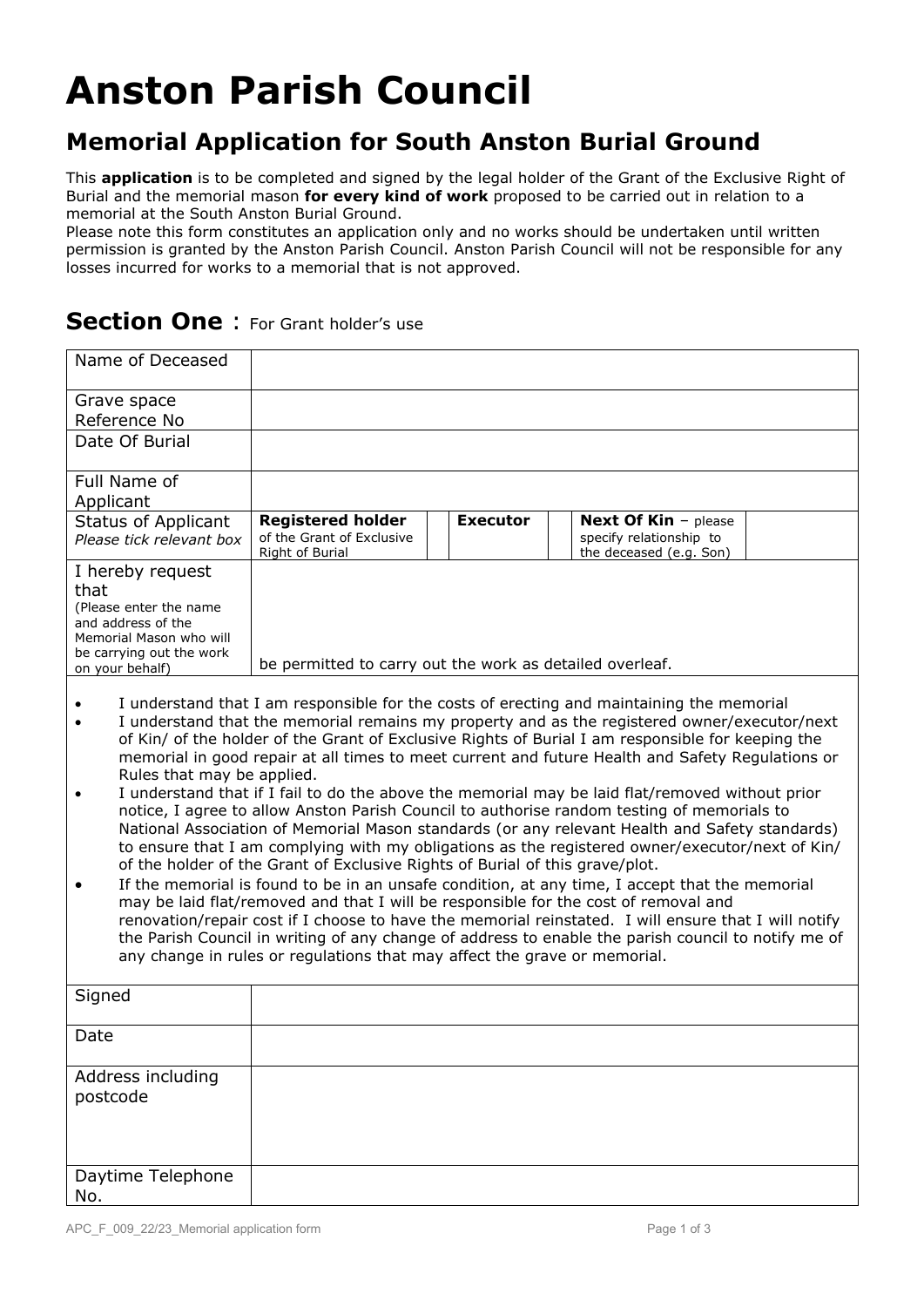# Anston Parish Council

## Memorial Application for South Anston Burial Ground

This **application** is to be completed and signed by the legal holder of the Grant of the Exclusive Right of Burial and the memorial mason **for every kind of work** proposed to be carried out in relation to a memorial at the South Anston Burial Ground.
Please note this form constitutes an application only and no works should be undertaken until written permission is granted by the Anston Parish Council. Anston Parish Council will not be responsible for any losses incurred for works to a memorial that is not approved.

## Section One : For Grant holder's use

| | | | | | | |
|---|---|---|---|---|---|---|
| Name of Deceased | | | | | | |
| Grave space Reference No | | | | | | |
| Date Of Burial | | | | | | |
| Full Name of Applicant | | | | | | |
| Status of Applicant *Please tick relevant box* | **Registered holder** of the Grant of Exclusive Right of Burial | | **Executor** | | **Next Of Kin** – please specify relationship to the deceased (e.g. Son) | |
| I hereby request that (Please enter the name and address of the Memorial Mason who will be carrying out the work on your behalf) | be permitted to carry out the work as detailed overleaf. | | | | | |

- I understand that I am responsible for the costs of erecting and maintaining the memorial
- I understand that the memorial remains my property and as the registered owner/executor/next of Kin/ of the holder of the Grant of Exclusive Rights of Burial I am responsible for keeping the memorial in good repair at all times to meet current and future Health and Safety Regulations or Rules that may be applied.
- I understand that if I fail to do the above the memorial may be laid flat/removed without prior notice, I agree to allow Anston Parish Council to authorise random testing of memorials to National Association of Memorial Mason standards (or any relevant Health and Safety standards) to ensure that I am complying with my obligations as the registered owner/executor/next of Kin/ of the holder of the Grant of Exclusive Rights of Burial of this grave/plot.
- If the memorial is found to be in an unsafe condition, at any time, I accept that the memorial may be laid flat/removed and that I will be responsible for the cost of removal and renovation/repair cost if I choose to have the memorial reinstated. I will ensure that I will notify the Parish Council in writing of any change of address to enable the parish council to notify me of any change in rules or regulations that may affect the grave or memorial.

| | |
|---|---|
| Signed | |
| Date | |
| Address including postcode | |
| Daytime Telephone No. | |

APC_F_009_22/23_Memorial application form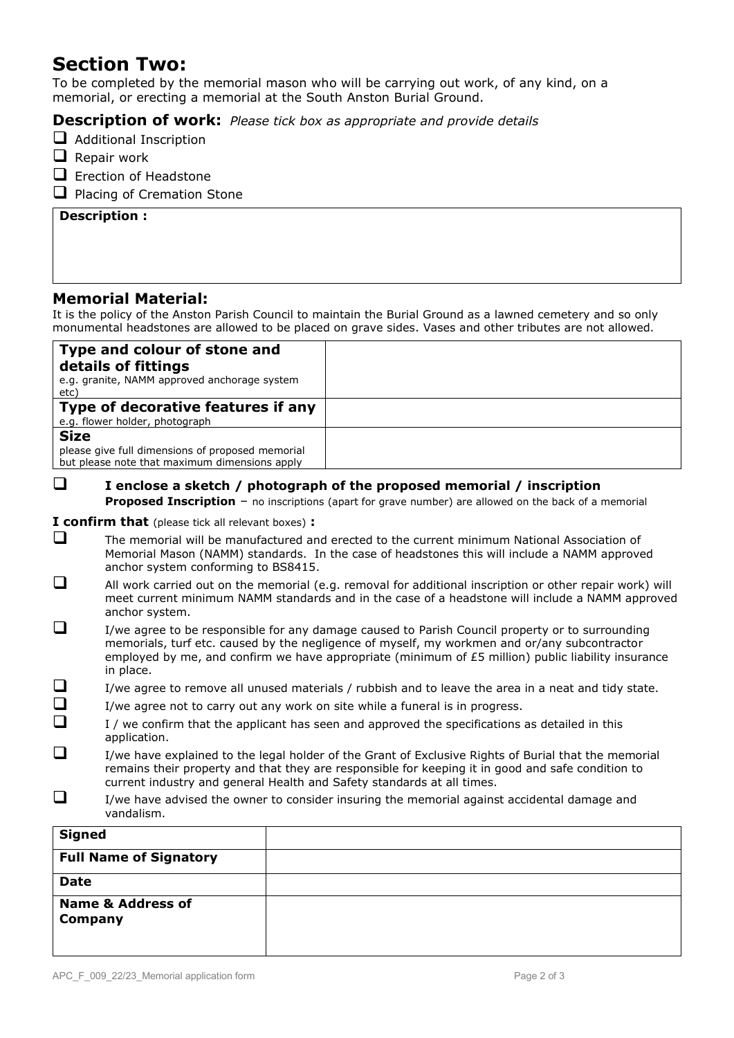# Section Two:

To be completed by the memorial mason who will be carrying out work, of any kind, on a memorial, or erecting a memorial at the South Anston Burial Ground.

## Description of work: *Please tick box as appropriate and provide details*

- ☐ Additional Inscription
- ☐ Repair work
- ☐ Erection of Headstone
- ☐ Placing of Cremation Stone

| **Description :** |
| --- |
| |

## Memorial Material:

It is the policy of the Anston Parish Council to maintain the Burial Ground as a lawned cemetery and so only monumental headstones are allowed to be placed on grave sides. Vases and other tributes are not allowed.

| | |
| --- | --- |
| **Type and colour of stone and details of fittings** e.g. granite, NAMM approved anchorage system etc) | |
| **Type of decorative features if any** e.g. flower holder, photograph | |
| **Size** please give full dimensions of proposed memorial but please note that maximum dimensions apply | |

☐ **I enclose a sketch / photograph of the proposed memorial / inscription**
**Proposed Inscription** – no inscriptions (apart for grave number) are allowed on the back of a memorial

**I confirm that** (please tick all relevant boxes) **:**

- ☐ The memorial will be manufactured and erected to the current minimum National Association of Memorial Mason (NAMM) standards. In the case of headstones this will include a NAMM approved anchor system conforming to BS8415.
- ☐ All work carried out on the memorial (e.g. removal for additional inscription or other repair work) will meet current minimum NAMM standards and in the case of a headstone will include a NAMM approved anchor system.
- ☐ I/we agree to be responsible for any damage caused to Parish Council property or to surrounding memorials, turf etc. caused by the negligence of myself, my workmen and or/any subcontractor employed by me, and confirm we have appropriate (minimum of £5 million) public liability insurance in place.
- ☐ I/we agree to remove all unused materials / rubbish and to leave the area in a neat and tidy state.
- ☐ I/we agree not to carry out any work on site while a funeral is in progress.
- ☐ I / we confirm that the applicant has seen and approved the specifications as detailed in this application.
- ☐ I/we have explained to the legal holder of the Grant of Exclusive Rights of Burial that the memorial remains their property and that they are responsible for keeping it in good and safe condition to current industry and general Health and Safety standards at all times.
- ☐ I/we have advised the owner to consider insuring the memorial against accidental damage and vandalism.

| | |
| --- | --- |
| **Signed** | |
| **Full Name of Signatory** | |
| **Date** | |
| **Name & Address of Company** | |

APC_F_009_22/23_Memorial application form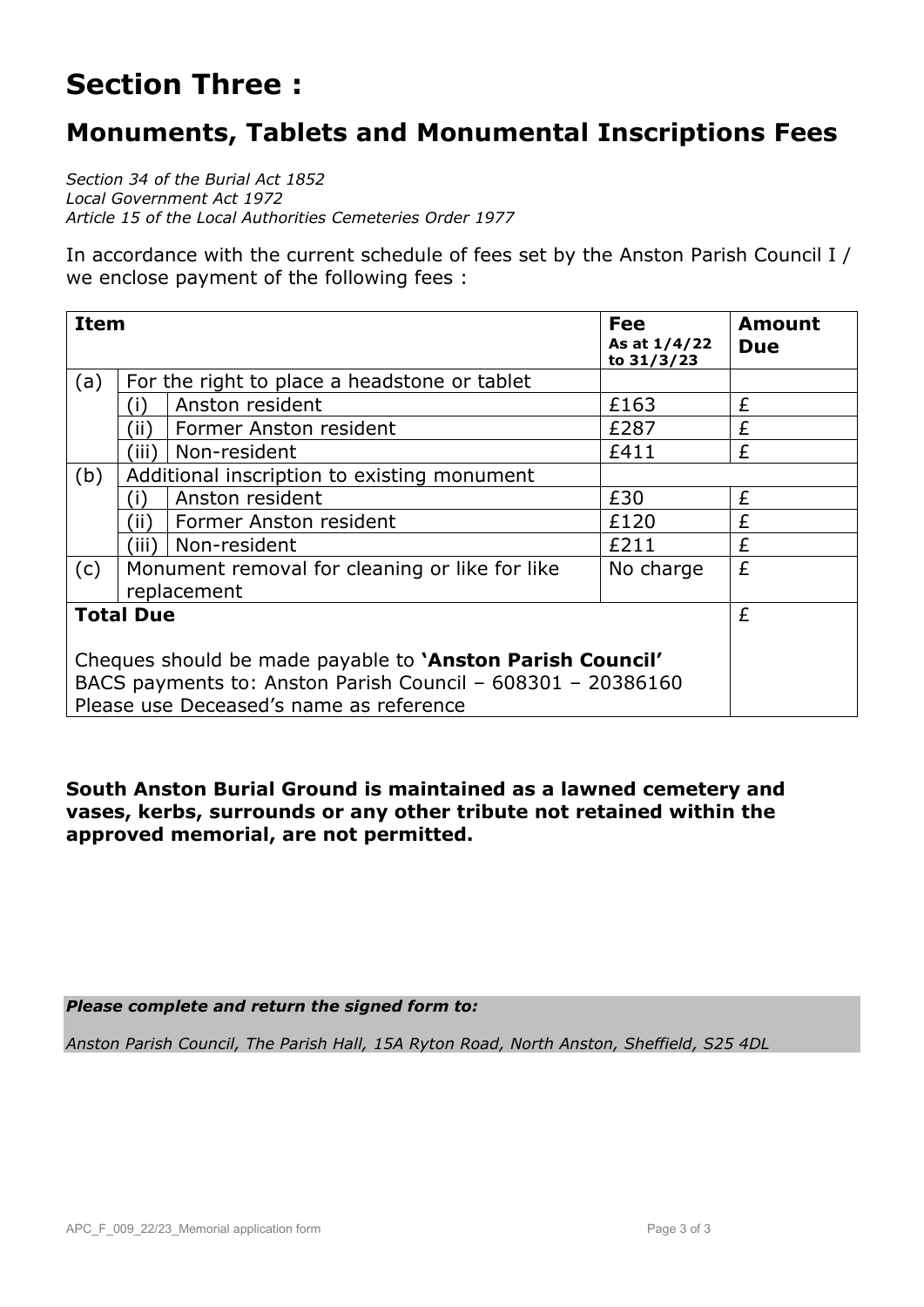# Section Three :

## Monuments, Tablets and Monumental Inscriptions Fees

*Section 34 of the Burial Act 1852*
*Local Government Act 1972*
*Article 15 of the Local Authorities Cemeteries Order 1977*

In accordance with the current schedule of fees set by the Anston Parish Council I / we enclose payment of the following fees :

| **Item** | | | **Fee** As at 1/4/22 to 31/3/23 | **Amount Due** |
|---|---|---|---|---|
| (a) | For the right to place a headstone or tablet | | | |
| | (i) | Anston resident | £163 | £ |
| | (ii) | Former Anston resident | £287 | £ |
| | (iii) | Non-resident | £411 | £ |
| (b) | Additional inscription to existing monument | | | |
| | (i) | Anston resident | £30 | £ |
| | (ii) | Former Anston resident | £120 | £ |
| | (iii) | Non-resident | £211 | £ |
| (c) | Monument removal for cleaning or like for like replacement | | No charge | £ |
| **Total Due** | | | | £ |
| Cheques should be made payable to **'Anston Parish Council'** BACS payments to: Anston Parish Council – 608301 – 20386160 Please use Deceased's name as reference | | | | |

**South Anston Burial Ground is maintained as a lawned cemetery and vases, kerbs, surrounds or any other tribute not retained within the approved memorial, are not permitted.**

***Please complete and return the signed form to:***

*Anston Parish Council, The Parish Hall, 15A Ryton Road, North Anston, Sheffield, S25 4DL*